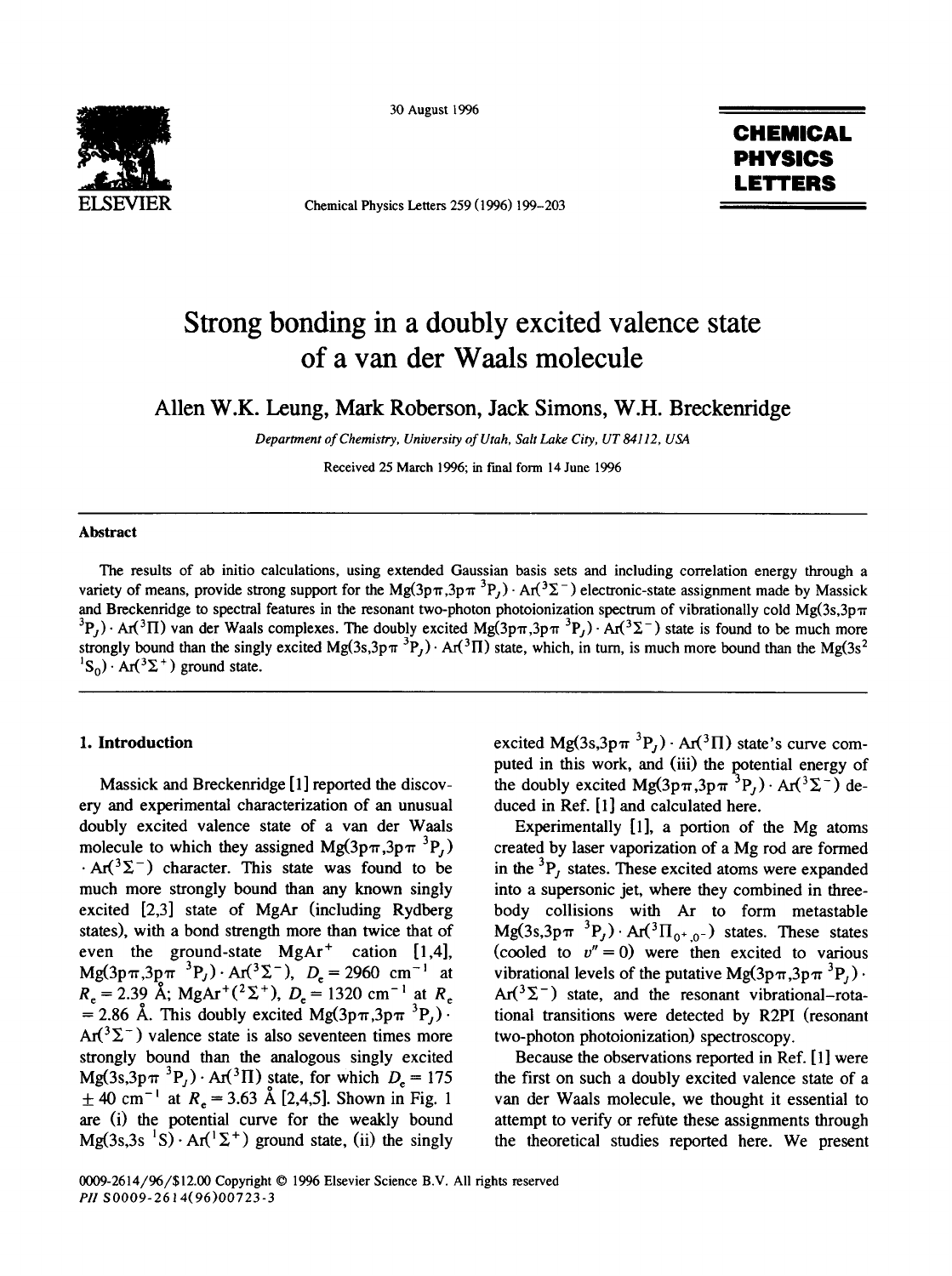# Strong bonding in a doubly excited valence state of a van der Waals molecule

Allen W.K. Leung, Mark Roberson, Jack Simons, W.H. Breckenridge

*Department of Chemistry, University of Utah, Salt Lake City, UT 84112, USA*

Received 25 March 1996; in final form 14 June 1996

## Abstract

The results of ab initio calculations, using extended Gaussian basis sets and including correlation energy through a variety of means, provide strong support for the $Mg(3p\pi,3p\pi\ ^3P_J) \cdot Ar(^3\Sigma^-)$ electronic-state assignment made by Massick and Breckenridge to spectral features in the resonant two-photon photoionization spectrum of vibrationally cold $Mg(3s,3p\pi\ ^3P_J) \cdot Ar(^3\Pi)$ van der Waals complexes. The doubly excited $Mg(3p\pi,3p\pi\ ^3P_J) \cdot Ar(^3\Sigma^-)$ state is found to be much more strongly bound than the singly excited $Mg(3s,3p\pi\ ^3P_J) \cdot Ar(^3\Pi)$ state, which, in turn, is much more bound than the $Mg(3s^2\ ^1S_0) \cdot Ar(^3\Sigma^+)$ ground state.

## 1. Introduction

Massick and Breckenridge [1] reported the discovery and experimental characterization of an unusual doubly excited valence state of a van der Waals molecule to which they assigned $Mg(3p\pi,3p\pi\ ^3P_J) \cdot Ar(^3\Sigma^-)$ character. This state was found to be much more strongly bound than any known singly excited [2,3] state of MgAr (including Rydberg states), with a bond strength more than twice that of even the ground-state $MgAr^+$ cation [1,4], $Mg(3p\pi,3p\pi\ ^3P_J) \cdot Ar(^3\Sigma^-)$, $D_e = 2960\ cm^{-1}$ at $R_e = 2.39$ Å; $MgAr^+(^2\Sigma^+)$, $D_e = 1320\ cm^{-1}$ at $R_e = 2.86$ Å. This doubly excited $Mg(3p\pi,3p\pi\ ^3P_J) \cdot Ar(^3\Sigma^-)$ valence state is also seventeen times more strongly bound than the analogous singly excited $Mg(3s,3p\pi\ ^3P_J) \cdot Ar(^3\Pi)$ state, for which $D_e = 175 \pm 40\ cm^{-1}$ at $R_e = 3.63$ Å [2,4,5]. Shown in Fig. 1 are (i) the potential curve for the weakly bound $Mg(3s,3s\ ^1S) \cdot Ar(^1\Sigma^+)$ ground state, (ii) the singly excited $Mg(3s,3p\pi\ ^3P_J) \cdot Ar(^3\Pi)$ state's curve computed in this work, and (iii) the potential energy of the doubly excited $Mg(3p\pi,3p\pi\ ^3P_J) \cdot Ar(^3\Sigma^-)$ deduced in Ref. [1] and calculated here.

Experimentally [1], a portion of the Mg atoms created by laser vaporization of a Mg rod are formed in the $^3P_J$ states. These excited atoms were expanded into a supersonic jet, where they combined in three-body collisions with Ar to form metastable $Mg(3s,3p\pi\ ^3P_J) \cdot Ar(^3\Pi_{0^+,0^-})$ states. These states (cooled to $v'' = 0$) were then excited to various vibrational levels of the putative $Mg(3p\pi,3p\pi\ ^3P_J) \cdot Ar(^3\Sigma^-)$ state, and the resonant vibrational-rotational transitions were detected by R2PI (resonant two-photon photoionization) spectroscopy.

Because the observations reported in Ref. [1] were the first on such a doubly excited valence state of a van der Waals molecule, we thought it essential to attempt to verify or refute these assignments through the theoretical studies reported here. We present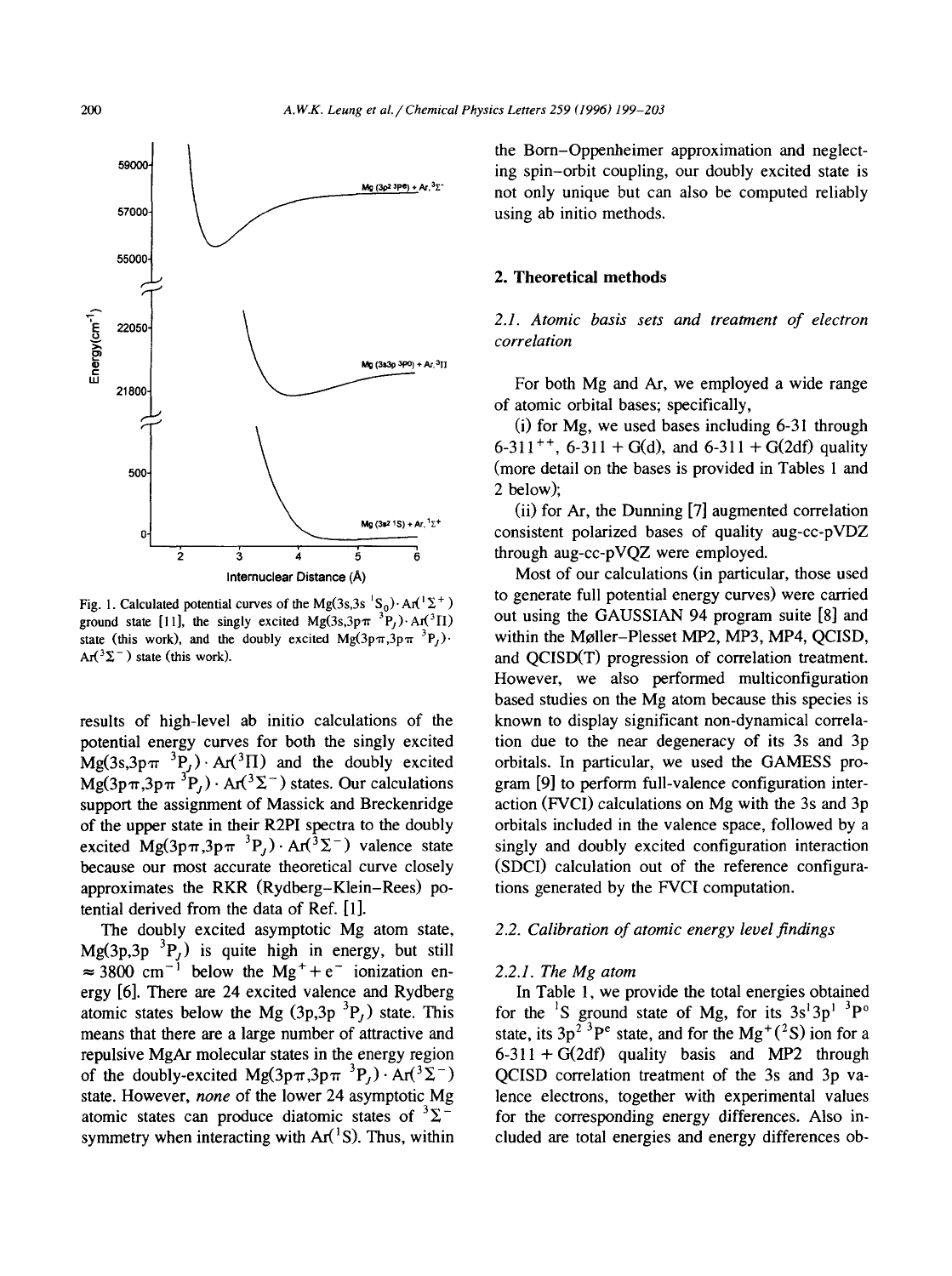Fig. 1. Calculated potential curves of the Mg(3s,3s $^1S_0$)·Ar($^1\Sigma^+$) ground state [11], the singly excited Mg(3s,3p$\pi$ $^3P_J$)·Ar($^3\Pi$) state (this work), and the doubly excited Mg(3p$\pi$,3p$\pi$ $^3P_J$)·Ar($^3\Sigma^-$) state (this work).

results of high-level ab initio calculations of the potential energy curves for both the singly excited Mg(3s,3p$\pi$ $^3P_J$)·Ar($^3\Pi$) and the doubly excited Mg(3p$\pi$,3p$\pi$ $^3P_J$)·Ar($^3\Sigma^-$) states. Our calculations support the assignment of Massick and Breckenridge of the upper state in their R2PI spectra to the doubly excited Mg(3p$\pi$,3p$\pi$ $^3P_J$)·Ar($^3\Sigma^-$) valence state because our most accurate theoretical curve closely approximates the RKR (Rydberg–Klein–Rees) potential derived from the data of Ref. [1].

The doubly excited asymptotic Mg atom state, Mg(3p,3p $^3P_J$) is quite high in energy, but still $\approx 3800$ cm$^{-1}$ below the $Mg^+ + e^-$ ionization energy [6]. There are 24 excited valence and Rydberg atomic states below the Mg (3p,3p $^3P_J$) state. This means that there are a large number of attractive and repulsive MgAr molecular states in the energy region of the doubly-excited Mg(3p$\pi$,3p$\pi$ $^3P_J$)·Ar($^3\Sigma^-$) state. However, *none* of the lower 24 asymptotic Mg atomic states can produce diatomic states of $^3\Sigma^-$ symmetry when interacting with Ar($^1$S). Thus, within the Born–Oppenheimer approximation and neglecting spin-orbit coupling, our doubly excited state is not only unique but can also be computed reliably using ab initio methods.

## 2. Theoretical methods

### 2.1. Atomic basis sets and treatment of electron correlation

For both Mg and Ar, we employed a wide range of atomic orbital bases; specifically,

(i) for Mg, we used bases including 6-31 through 6-311$^{++}$, 6-311 + G(d), and 6-311 + G(2df) quality (more detail on the bases is provided in Tables 1 and 2 below);

(ii) for Ar, the Dunning [7] augmented correlation consistent polarized bases of quality aug-cc-pVDZ through aug-cc-pVQZ were employed.

Most of our calculations (in particular, those used to generate full potential energy curves) were carried out using the GAUSSIAN 94 program suite [8] and within the Møller–Plesset MP2, MP3, MP4, QCISD, and QCISD(T) progression of correlation treatment. However, we also performed multiconfiguration based studies on the Mg atom because this species is known to display significant non-dynamical correlation due to the near degeneracy of its 3s and 3p orbitals. In particular, we used the GAMESS program [9] to perform full-valence configuration interaction (FVCI) calculations on Mg with the 3s and 3p orbitals included in the valence space, followed by a singly and doubly excited configuration interaction (SDCI) calculation out of the reference configurations generated by the FVCI computation.

### 2.2. Calibration of atomic energy level findings

#### 2.2.1. The Mg atom

In Table 1, we provide the total energies obtained for the $^1$S ground state of Mg, for its 3s$^1$3p$^1$ $^3P^o$ state, its 3p$^2$ $^3P^e$ state, and for the $Mg^+$($^2$S) ion for a 6-311 + G(2df) quality basis and MP2 through QCISD correlation treatment of the 3s and 3p valence electrons, together with experimental values for the corresponding energy differences. Also included are total energies and energy differences ob-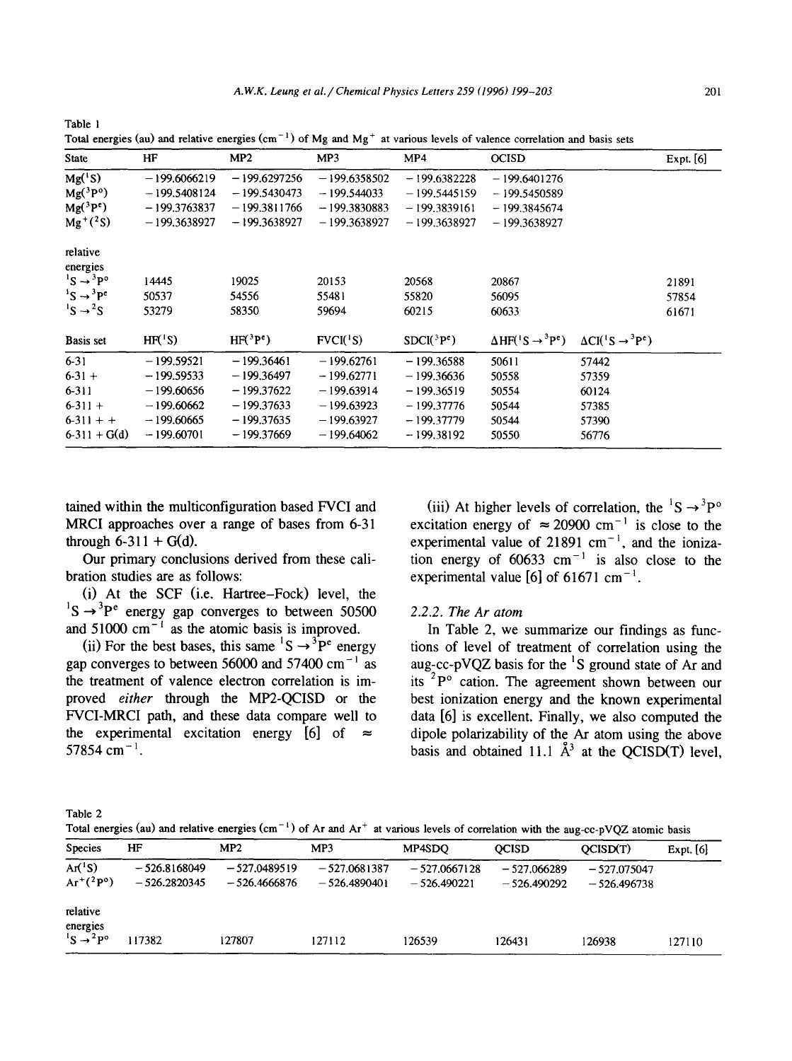Table 1
Total energies (au) and relative energies ($cm^{-1}$) of Mg and $Mg^+$ at various levels of valence correlation and basis sets

| State | HF | MP2 | MP3 | MP4 | QCISD | | Expt. [6] |
|---|---|---|---|---|---|---|---|
| $Mg(^1S)$ | −199.6066219 | −199.6297256 | −199.6358502 | −199.6382228 | −199.6401276 | | |
| $Mg(^3P^o)$ | −199.5408124 | −199.5430473 | −199.544033 | −199.5445159 | −199.5450589 | | |
| $Mg(^3P^e)$ | −199.3763837 | −199.3811766 | −199.3830883 | −199.3839161 | −199.3845674 | | |
| $Mg^+(^2S)$ | −199.3638927 | −199.3638927 | −199.3638927 | −199.3638927 | −199.3638927 | | |
| relative energies | | | | | | | |
| $^1S \rightarrow {^3P^o}$ | 14445 | 19025 | 20153 | 20568 | 20867 | | 21891 |
| $^1S \rightarrow {^3P^e}$ | 50537 | 54556 | 55481 | 55820 | 56095 | | 57854 |
| $^1S \rightarrow {^2S}$ | 53279 | 58350 | 59694 | 60215 | 60633 | | 61671 |
| Basis set | $HF(^1S)$ | $HF(^3P^e)$ | $FVCI(^1S)$ | $SDCI(^3P^e)$ | $\Delta HF(^1S \rightarrow {^3P^e})$ | $\Delta CI(^1S \rightarrow {^3P^e})$ | |
| 6-31 | −199.59521 | −199.36461 | −199.62761 | −199.36588 | 50611 | 57442 | |
| 6-31 + | −199.59533 | −199.36497 | −199.62771 | −199.36636 | 50558 | 57359 | |
| 6-311 | −199.60656 | −199.37622 | −199.63914 | −199.36519 | 50554 | 60124 | |
| 6-311 + | −199.60662 | −199.37633 | −199.63923 | −199.37776 | 50544 | 57385 | |
| 6-311 + + | −199.60665 | −199.37635 | −199.63927 | −199.37779 | 50544 | 57390 | |
| 6-311 + G(d) | −199.60701 | −199.37669 | −199.64062 | −199.38192 | 50550 | 56776 | |

tained within the multiconfiguration based FVCI and MRCI approaches over a range of bases from 6-31 through 6-311 + G(d).

Our primary conclusions derived from these calibration studies are as follows:

(i) At the SCF (i.e. Hartree–Fock) level, the $^1S \rightarrow {^3P^e}$ energy gap converges to between 50500 and 51000 $cm^{-1}$ as the atomic basis is improved.

(ii) For the best bases, this same $^1S \rightarrow {^3P^e}$ energy gap converges to between 56000 and 57400 $cm^{-1}$ as the treatment of valence electron correlation is improved *either* through the MP2-QCISD or the FVCI-MRCI path, and these data compare well to the experimental excitation energy [6] of $\approx$ 57854 $cm^{-1}$.

(iii) At higher levels of correlation, the $^1S \rightarrow {^3P^o}$ excitation energy of $\approx$ 20900 $cm^{-1}$ is close to the experimental value of 21891 $cm^{-1}$, and the ionization energy of 60633 $cm^{-1}$ is also close to the experimental value [6] of 61671 $cm^{-1}$.

### 2.2.2. The Ar atom

In Table 2, we summarize our findings as functions of level of treatment of correlation using the aug-cc-pVQZ basis for the $^1S$ ground state of Ar and its $^2P^o$ cation. The agreement shown between our best ionization energy and the known experimental data [6] is excellent. Finally, we also computed the dipole polarizability of the Ar atom using the above basis and obtained 11.1 Å$^3$ at the QCISD(T) level,

Table 2
Total energies (au) and relative energies ($cm^{-1}$) of Ar and $Ar^+$ at various levels of correlation with the aug-cc-pVQZ atomic basis

| Species | HF | MP2 | MP3 | MP4SDQ | QCISD | QCISD(T) | Expt. [6] |
|---|---|---|---|---|---|---|---|
| $Ar(^1S)$ | −526.8168049 | −527.0489519 | −527.0681387 | −527.0667128 | −527.066289 | −527.075047 | |
| $Ar^+(^2P^o)$ | −526.2820345 | −526.4666876 | −526.4890401 | −526.490221 | −526.490292 | −526.496738 | |
| relative energies | | | | | | | |
| $^1S \rightarrow {^2P^o}$ | 117382 | 127807 | 127112 | 126539 | 126431 | 126938 | 127110 |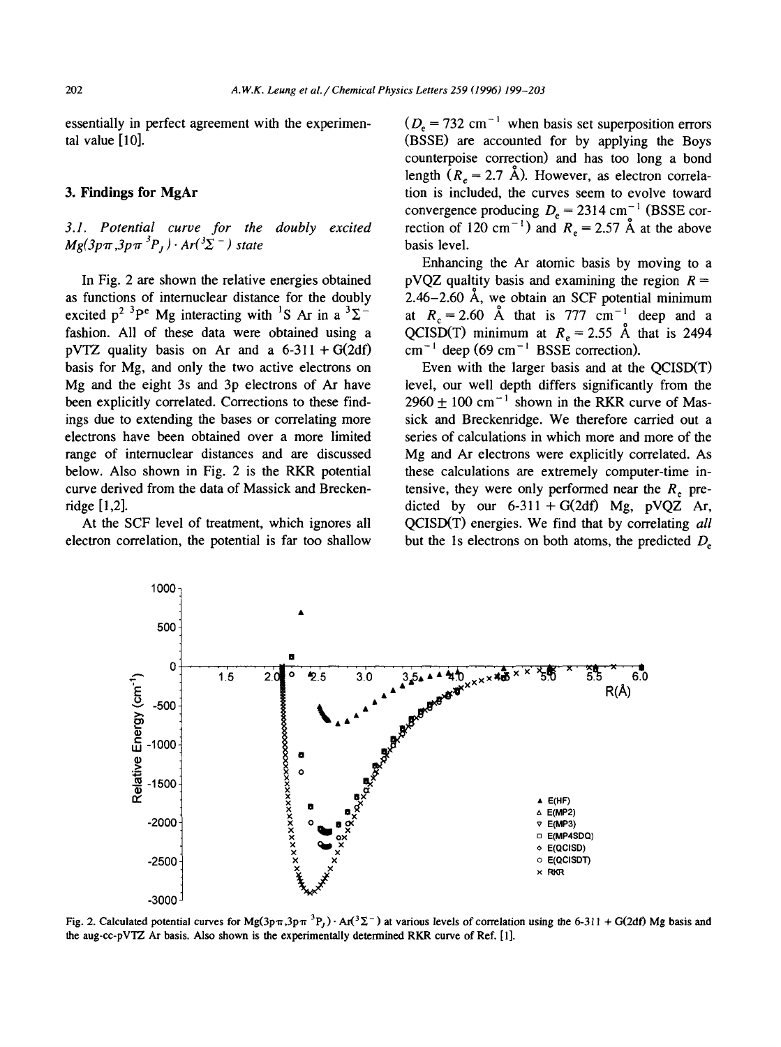essentially in perfect agreement with the experimental value [10].

## 3. Findings for MgAr

### 3.1. Potential curve for the doubly excited $Mg(3p\pi,3p\pi\ ^3P_J)\cdot Ar(^3\Sigma^-)$ state

In Fig. 2 are shown the relative energies obtained as functions of internuclear distance for the doubly excited $p^2\ ^3P^e$ Mg interacting with $^1S$ Ar in a $^3\Sigma^-$ fashion. All of these data were obtained using a pVTZ quality basis on Ar and a 6-311 + G(2df) basis for Mg, and only the two active electrons on Mg and the eight 3s and 3p electrons of Ar have been explicitly correlated. Corrections to these findings due to extending the bases or correlating more electrons have been obtained over a more limited range of internuclear distances and are discussed below. Also shown in Fig. 2 is the RKR potential curve derived from the data of Massick and Breckenridge [1,2].

At the SCF level of treatment, which ignores all electron correlation, the potential is far too shallow ($D_e = 732$ cm$^{-1}$ when basis set superposition errors (BSSE) are accounted for by applying the Boys counterpoise correction) and has too long a bond length ($R_e = 2.7$ Å). However, as electron correlation is included, the curves seem to evolve toward convergence producing $D_e = 2314$ cm$^{-1}$ (BSSE correction of 120 cm$^{-1}$) and $R_e = 2.57$ Å at the above basis level.

Enhancing the Ar atomic basis by moving to a pVQZ qualtity basis and examining the region $R =$ 2.46–2.60 Å, we obtain an SCF potential minimum at $R_e = 2.60$ Å that is 777 cm$^{-1}$ deep and a QCISD(T) minimum at $R_e = 2.55$ Å that is 2494 cm$^{-1}$ deep (69 cm$^{-1}$ BSSE correction).

Even with the larger basis and at the QCISD(T) level, our well depth differs significantly from the $2960 \pm 100$ cm$^{-1}$ shown in the RKR curve of Massick and Breckenridge. We therefore carried out a series of calculations in which more and more of the Mg and Ar electrons were explicitly correlated. As these calculations are extremely computer-time intensive, they were only performed near the $R_e$ predicted by our 6-311 + G(2df) Mg, pVQZ Ar, QCISD(T) energies. We find that by correlating *all* but the 1s electrons on both atoms, the predicted $D_e$

Fig. 2. Calculated potential curves for $Mg(3p\pi,3p\pi\ ^3P_J)\cdot Ar(^3\Sigma^-)$ at various levels of correlation using the 6-311 + G(2df) Mg basis and the aug-cc-pVTZ Ar basis. Also shown is the experimentally determined RKR curve of Ref. [1].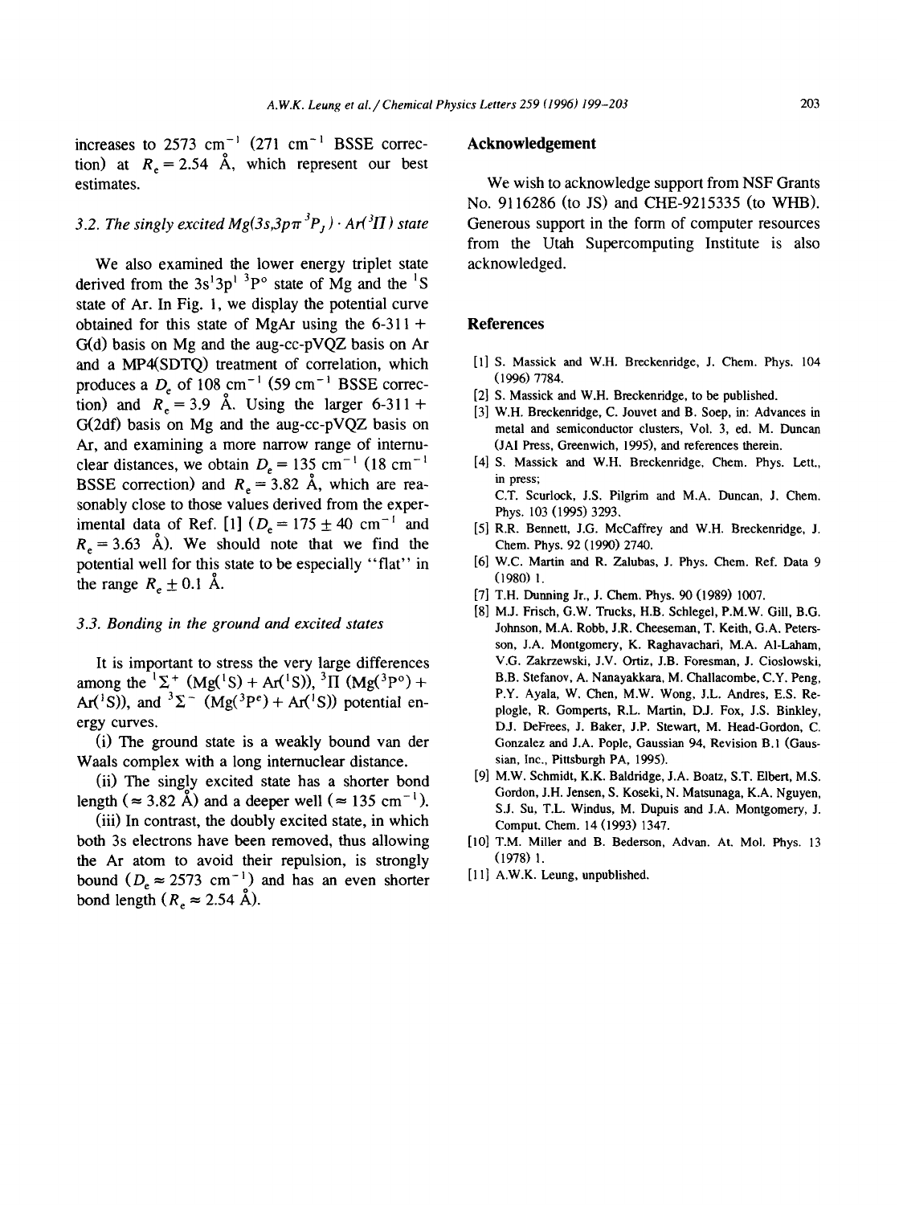increases to 2573 $\mathrm{cm}^{-1}$ (271 $\mathrm{cm}^{-1}$ BSSE correction) at $R_e = 2.54$ Å, which represent our best estimates.

### 3.2. The singly excited $Mg(3s,3p\pi\ ^3P_J) \cdot Ar(^3\Pi)$ state

We also examined the lower energy triplet state derived from the $3s^1 3p^1\ ^3P^o$ state of Mg and the $^1S$ state of Ar. In Fig. 1, we display the potential curve obtained for this state of MgAr using the 6-311 + G(d) basis on Mg and the aug-cc-pVQZ basis on Ar and a MP4(SDTQ) treatment of correlation, which produces a $D_e$ of 108 $\mathrm{cm}^{-1}$ (59 $\mathrm{cm}^{-1}$ BSSE correction) and $R_e = 3.9$ Å. Using the larger 6-311 + G(2df) basis on Mg and the aug-cc-pVQZ basis on Ar, and examining a more narrow range of internuclear distances, we obtain $D_e = 135$ $\mathrm{cm}^{-1}$ (18 $\mathrm{cm}^{-1}$ BSSE correction) and $R_e = 3.82$ Å, which are reasonably close to those values derived from the experimental data of Ref. [1] ($D_e = 175 \pm 40$ $\mathrm{cm}^{-1}$ and $R_e = 3.63$ Å). We should note that we find the potential well for this state to be especially "flat" in the range $R_e \pm 0.1$ Å.

### 3.3. Bonding in the ground and excited states

It is important to stress the very large differences among the $^1\Sigma^+$ ($Mg(^1S) + Ar(^1S)$), $^3\Pi$ ($Mg(^3P^o) + Ar(^1S)$), and $^3\Sigma^-$ ($Mg(^3P^e) + Ar(^1S)$) potential energy curves.

(i) The ground state is a weakly bound van der Waals complex with a long internuclear distance.

(ii) The singly excited state has a shorter bond length ($\approx 3.82$ Å) and a deeper well ($\approx 135$ $\mathrm{cm}^{-1}$).

(iii) In contrast, the doubly excited state, in which both 3s electrons have been removed, thus allowing the Ar atom to avoid their repulsion, is strongly bound ($D_e \approx 2573$ $\mathrm{cm}^{-1}$) and has an even shorter bond length ($R_e \approx 2.54$ Å).

## Acknowledgement

We wish to acknowledge support from NSF Grants No. 9116286 (to JS) and CHE-9215335 (to WHB). Generous support in the form of computer resources from the Utah Supercomputing Institute is also acknowledged.

## References

[1] S. Massick and W.H. Breckenridge, J. Chem. Phys. 104 (1996) 7784.

[2] S. Massick and W.H. Breckenridge, to be published.

[3] W.H. Breckenridge, C. Jouvet and B. Soep, in: Advances in metal and semiconductor clusters, Vol. 3, ed. M. Duncan (JAI Press, Greenwich, 1995), and references therein.

[4] S. Massick and W.H. Breckenridge, Chem. Phys. Lett., in press;
C.T. Scurlock, J.S. Pilgrim and M.A. Duncan, J. Chem. Phys. 103 (1995) 3293.

[5] R.R. Bennett, J.G. McCaffrey and W.H. Breckenridge, J. Chem. Phys. 92 (1990) 2740.

[6] W.C. Martin and R. Zalubas, J. Phys. Chem. Ref. Data 9 (1980) 1.

[7] T.H. Dunning Jr., J. Chem. Phys. 90 (1989) 1007.

[8] M.J. Frisch, G.W. Trucks, H.B. Schlegel, P.M.W. Gill, B.G. Johnson, M.A. Robb, J.R. Cheeseman, T. Keith, G.A. Petersson, J.A. Montgomery, K. Raghavachari, M.A. Al-Laham, V.G. Zakrzewski, J.V. Ortiz, J.B. Foresman, J. Cioslowski, B.B. Stefanov, A. Nanayakkara, M. Challacombe, C.Y. Peng, P.Y. Ayala, W. Chen, M.W. Wong, J.L. Andres, E.S. Replogle, R. Gomperts, R.L. Martin, D.J. Fox, J.S. Binkley, D.J. DeFrees, J. Baker, J.P. Stewart, M. Head-Gordon, C. Gonzalez and J.A. Pople, Gaussian 94, Revision B.1 (Gaussian, Inc., Pittsburgh PA, 1995).

[9] M.W. Schmidt, K.K. Baldridge, J.A. Boatz, S.T. Elbert, M.S. Gordon, J.H. Jensen, S. Koseki, N. Matsunaga, K.A. Nguyen, S.J. Su, T.L. Windus, M. Dupuis and J.A. Montgomery, J. Comput. Chem. 14 (1993) 1347.

[10] T.M. Miller and B. Bederson, Advan. At. Mol. Phys. 13 (1978) 1.

[11] A.W.K. Leung, unpublished.